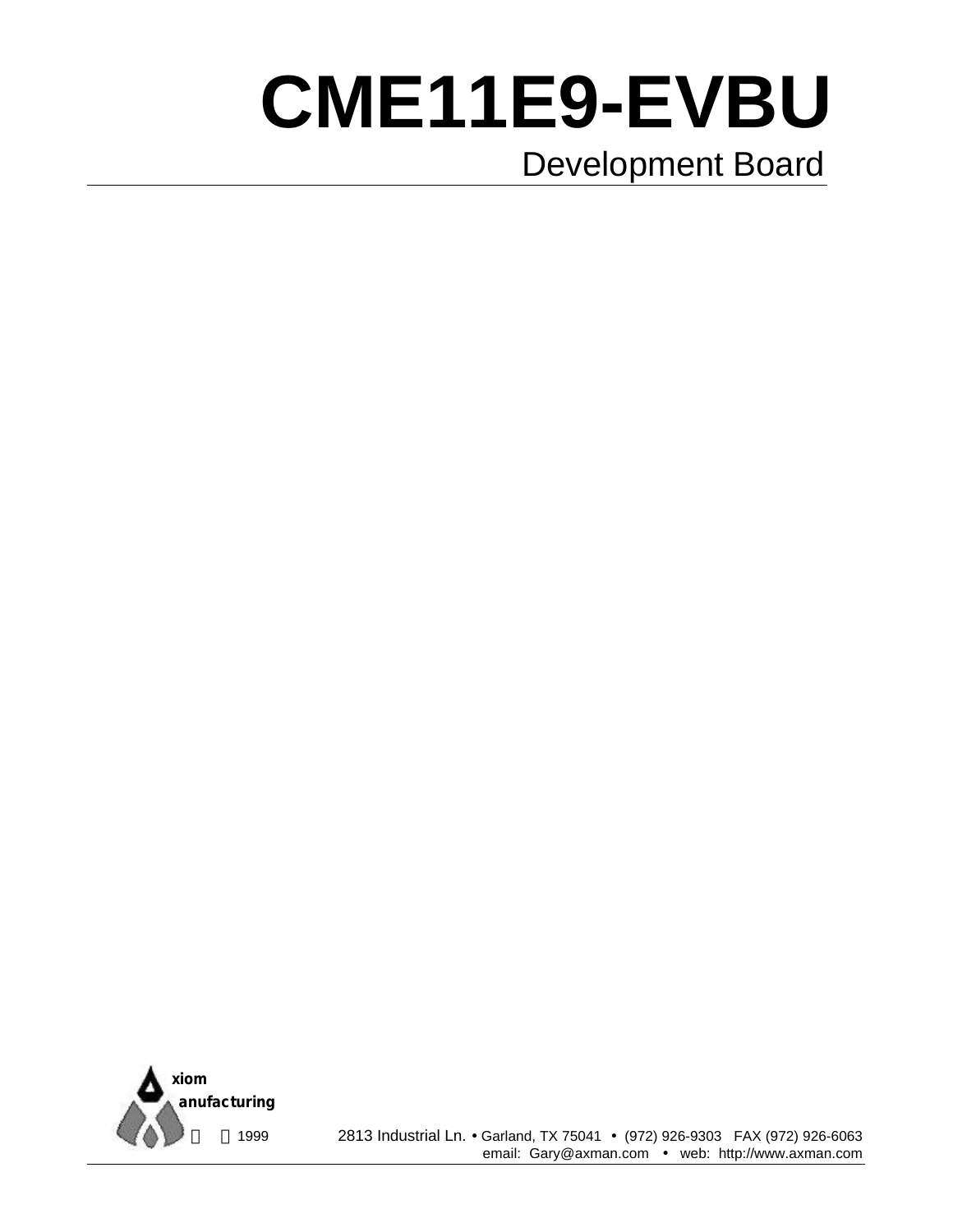# CME11E9-EVBU

## Development Board

xiom
anufacturing

© 1999

2813 Industrial Ln. • Garland, TX 75041 • (972) 926-9303 FAX (972) 926-6063
email: Gary@axman.com • web: http://www.axman.com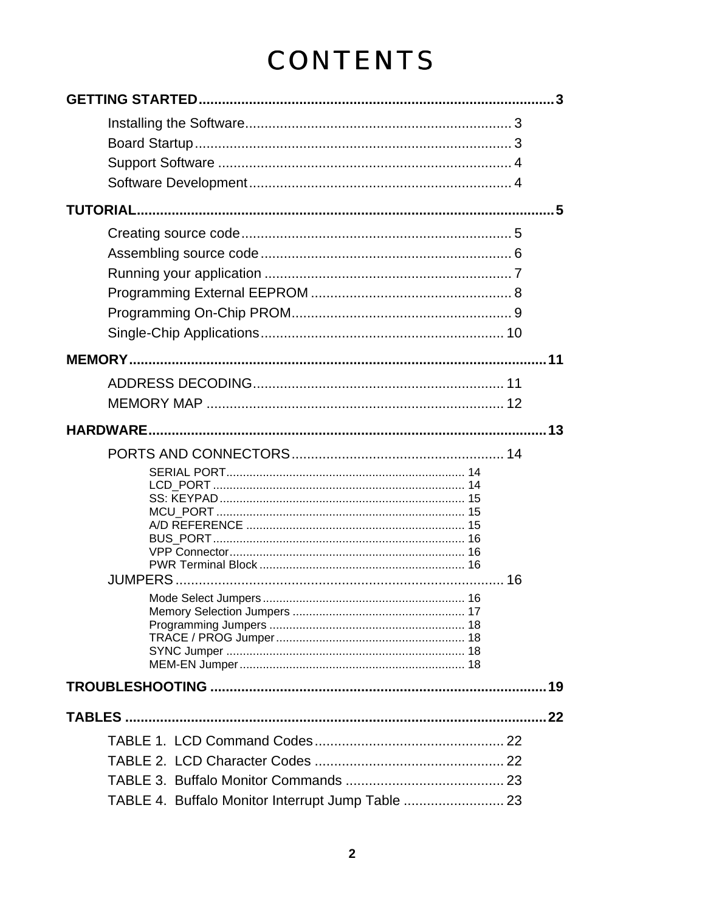# CONTENTS

**GETTING STARTED** .......... 3

- Installing the Software .......... 3
- Board Startup .......... 3
- Support Software .......... 4
- Software Development .......... 4

**TUTORIAL** .......... 5

- Creating source code .......... 5
- Assembling source code .......... 6
- Running your application .......... 7
- Programming External EEPROM .......... 8
- Programming On-Chip PROM .......... 9
- Single-Chip Applications .......... 10

**MEMORY** .......... 11

- ADDRESS DECODING .......... 11
- MEMORY MAP .......... 12

**HARDWARE** .......... 13

- PORTS AND CONNECTORS .......... 14
  - SERIAL PORT .......... 14
  - LCD_PORT .......... 14
  - SS: KEYPAD .......... 15
  - MCU_PORT .......... 15
  - A/D REFERENCE .......... 15
  - BUS_PORT .......... 16
  - VPP Connector .......... 16
  - PWR Terminal Block .......... 16
- JUMPERS .......... 16
  - Mode Select Jumpers .......... 16
  - Memory Selection Jumpers .......... 17
  - Programming Jumpers .......... 18
  - TRACE / PROG Jumper .......... 18
  - SYNC Jumper .......... 18
  - MEM-EN Jumper .......... 18

**TROUBLESHOOTING** .......... 19

**TABLES** .......... 22

- TABLE 1. LCD Command Codes .......... 22
- TABLE 2. LCD Character Codes .......... 22
- TABLE 3. Buffalo Monitor Commands .......... 23
- TABLE 4. Buffalo Monitor Interrupt Jump Table .......... 23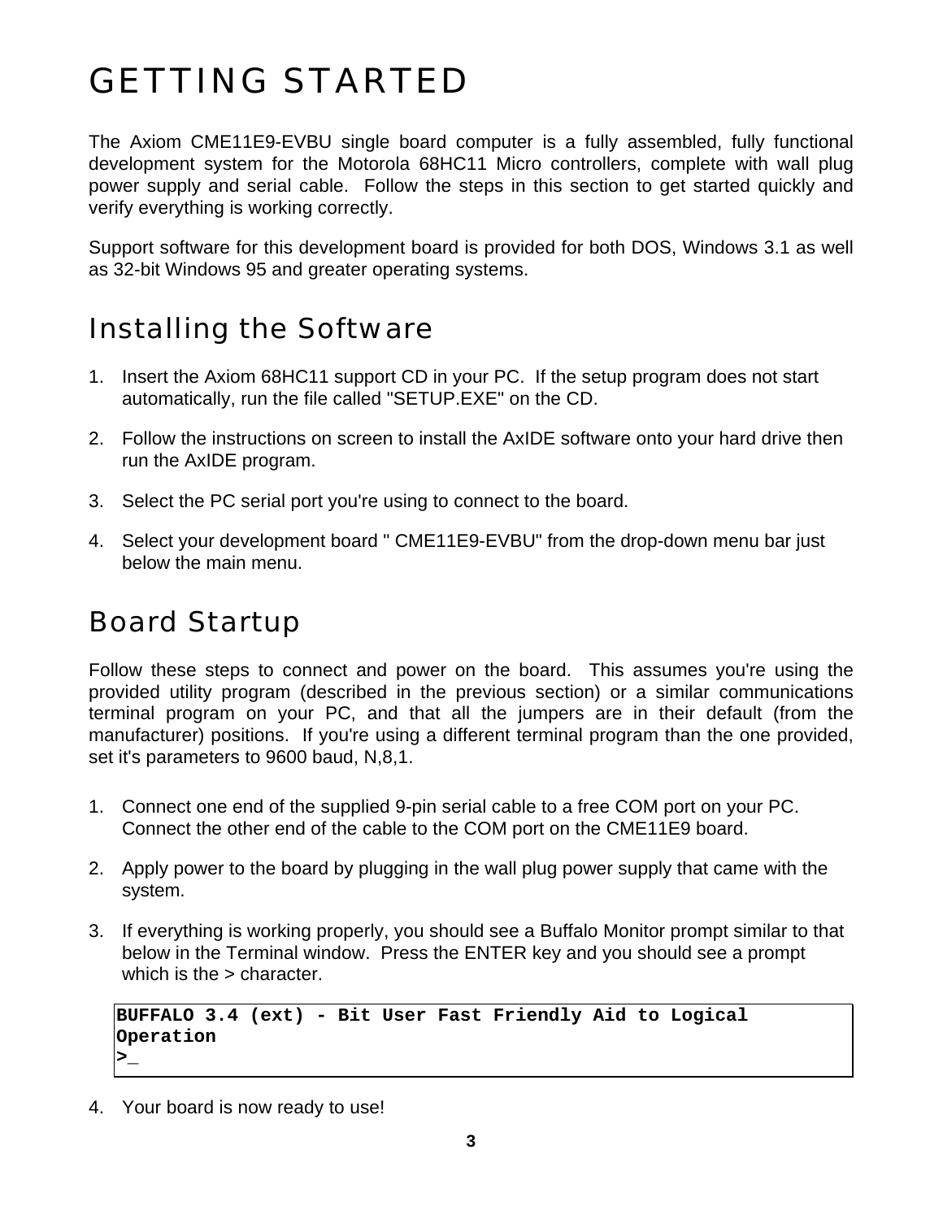# GETTING STARTED

The Axiom CME11E9-EVBU single board computer is a fully assembled, fully functional development system for the Motorola 68HC11 Micro controllers, complete with wall plug power supply and serial cable. Follow the steps in this section to get started quickly and verify everything is working correctly.

Support software for this development board is provided for both DOS, Windows 3.1 as well as 32-bit Windows 95 and greater operating systems.

## Installing the Software

1. Insert the Axiom 68HC11 support CD in your PC. If the setup program does not start automatically, run the file called "SETUP.EXE" on the CD.
2. Follow the instructions on screen to install the AxIDE software onto your hard drive then run the AxIDE program.
3. Select the PC serial port you're using to connect to the board.
4. Select your development board " CME11E9-EVBU" from the drop-down menu bar just below the main menu.

## Board Startup

Follow these steps to connect and power on the board. This assumes you're using the provided utility program (described in the previous section) or a similar communications terminal program on your PC, and that all the jumpers are in their default (from the manufacturer) positions. If you're using a different terminal program than the one provided, set it's parameters to 9600 baud, N,8,1.

1. Connect one end of the supplied 9-pin serial cable to a free COM port on your PC. Connect the other end of the cable to the COM port on the CME11E9 board.
2. Apply power to the board by plugging in the wall plug power supply that came with the system.
3. If everything is working properly, you should see a Buffalo Monitor prompt similar to that below in the Terminal window. Press the ENTER key and you should see a prompt which is the > character.

```
BUFFALO 3.4 (ext) - Bit User Fast Friendly Aid to Logical
Operation
>_
```

4. Your board is now ready to use!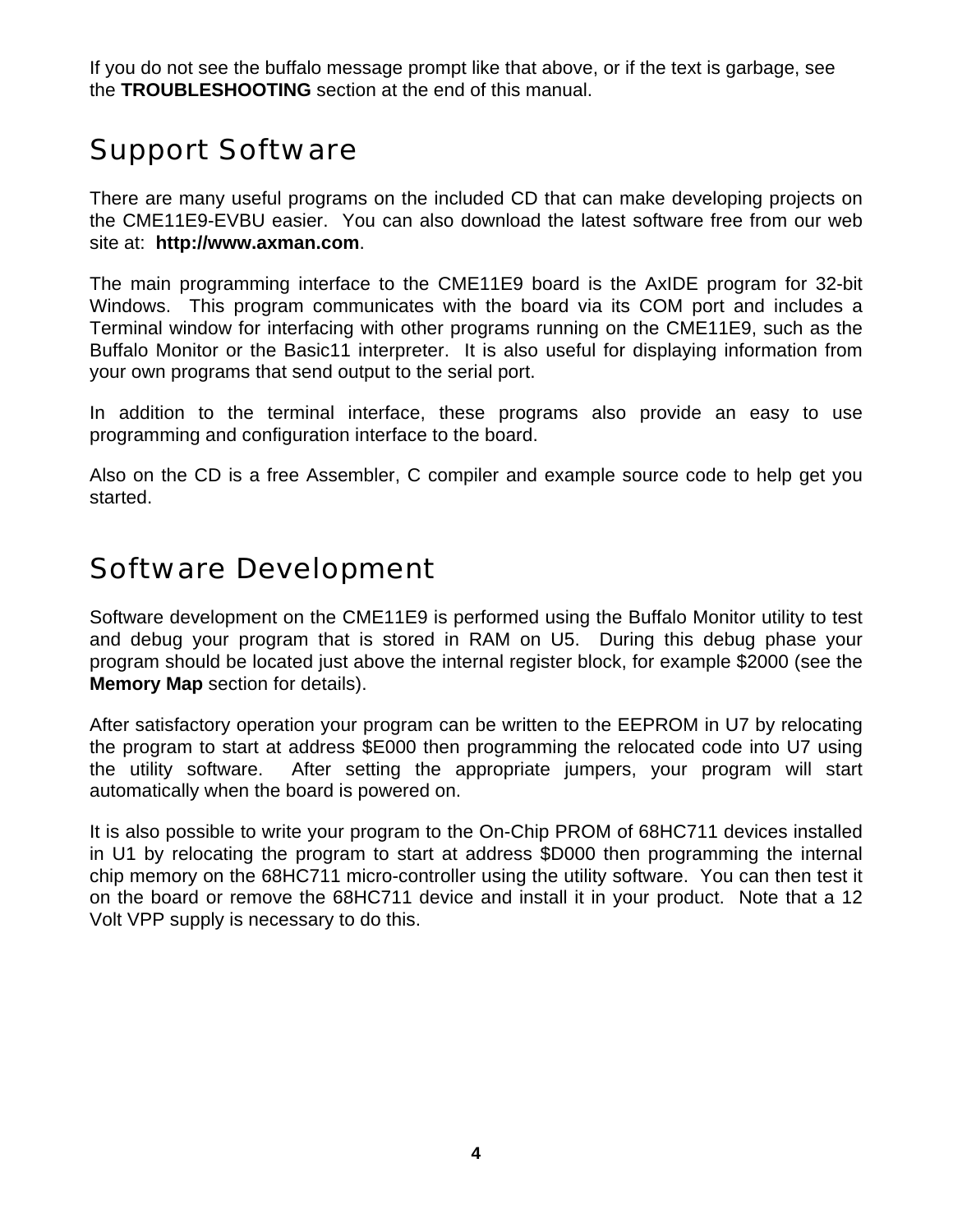If you do not see the buffalo message prompt like that above, or if the text is garbage, see the **TROUBLESHOOTING** section at the end of this manual.

## Support Software

There are many useful programs on the included CD that can make developing projects on the CME11E9-EVBU easier. You can also download the latest software free from our web site at: **http://www.axman.com**.

The main programming interface to the CME11E9 board is the AxIDE program for 32-bit Windows. This program communicates with the board via its COM port and includes a Terminal window for interfacing with other programs running on the CME11E9, such as the Buffalo Monitor or the Basic11 interpreter. It is also useful for displaying information from your own programs that send output to the serial port.

In addition to the terminal interface, these programs also provide an easy to use programming and configuration interface to the board.

Also on the CD is a free Assembler, C compiler and example source code to help get you started.

## Software Development

Software development on the CME11E9 is performed using the Buffalo Monitor utility to test and debug your program that is stored in RAM on U5. During this debug phase your program should be located just above the internal register block, for example $2000 (see the **Memory Map** section for details).

After satisfactory operation your program can be written to the EEPROM in U7 by relocating the program to start at address $E000 then programming the relocated code into U7 using the utility software. After setting the appropriate jumpers, your program will start automatically when the board is powered on.

It is also possible to write your program to the On-Chip PROM of 68HC711 devices installed in U1 by relocating the program to start at address $D000 then programming the internal chip memory on the 68HC711 micro-controller using the utility software. You can then test it on the board or remove the 68HC711 device and install it in your product. Note that a 12 Volt VPP supply is necessary to do this.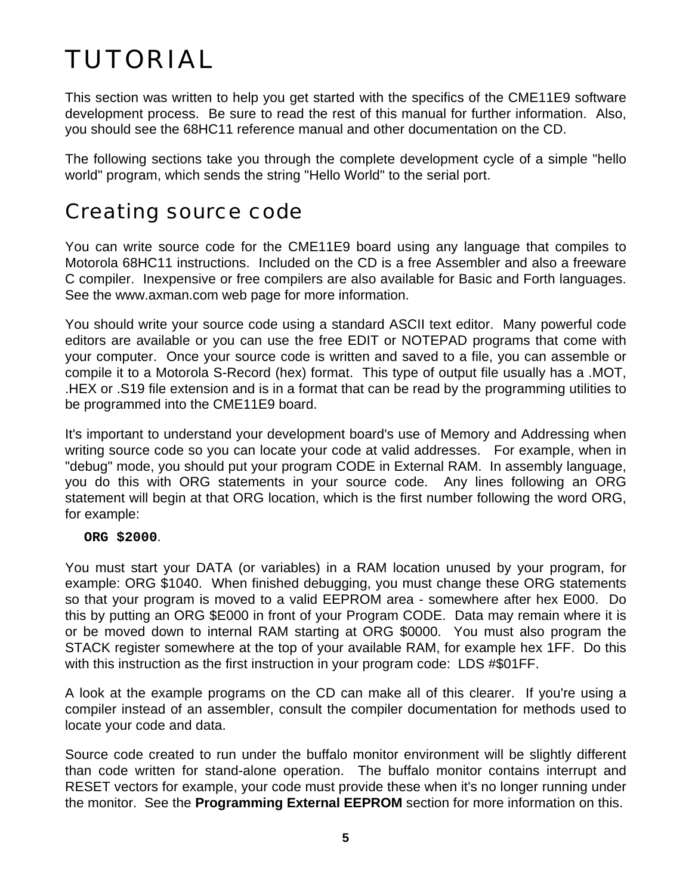# TUTORIAL

This section was written to help you get started with the specifics of the CME11E9 software development process. Be sure to read the rest of this manual for further information. Also, you should see the 68HC11 reference manual and other documentation on the CD.

The following sections take you through the complete development cycle of a simple "hello world" program, which sends the string "Hello World" to the serial port.

## Creating source code

You can write source code for the CME11E9 board using any language that compiles to Motorola 68HC11 instructions. Included on the CD is a free Assembler and also a freeware C compiler. Inexpensive or free compilers are also available for Basic and Forth languages. See the www.axman.com web page for more information.

You should write your source code using a standard ASCII text editor. Many powerful code editors are available or you can use the free EDIT or NOTEPAD programs that come with your computer. Once your source code is written and saved to a file, you can assemble or compile it to a Motorola S-Record (hex) format. This type of output file usually has a .MOT, .HEX or .S19 file extension and is in a format that can be read by the programming utilities to be programmed into the CME11E9 board.

It's important to understand your development board's use of Memory and Addressing when writing source code so you can locate your code at valid addresses. For example, when in "debug" mode, you should put your program CODE in External RAM. In assembly language, you do this with ORG statements in your source code. Any lines following an ORG statement will begin at that ORG location, which is the first number following the word ORG, for example:

**`ORG $2000`**.

You must start your DATA (or variables) in a RAM location unused by your program, for example: ORG $1040. When finished debugging, you must change these ORG statements so that your program is moved to a valid EEPROM area - somewhere after hex E000. Do this by putting an ORG $E000 in front of your Program CODE. Data may remain where it is or be moved down to internal RAM starting at ORG $0000. You must also program the STACK register somewhere at the top of your available RAM, for example hex 1FF. Do this with this instruction as the first instruction in your program code: LDS #$01FF.

A look at the example programs on the CD can make all of this clearer. If you're using a compiler instead of an assembler, consult the compiler documentation for methods used to locate your code and data.

Source code created to run under the buffalo monitor environment will be slightly different than code written for stand-alone operation. The buffalo monitor contains interrupt and RESET vectors for example, your code must provide these when it's no longer running under the monitor. See the **Programming External EEPROM** section for more information on this.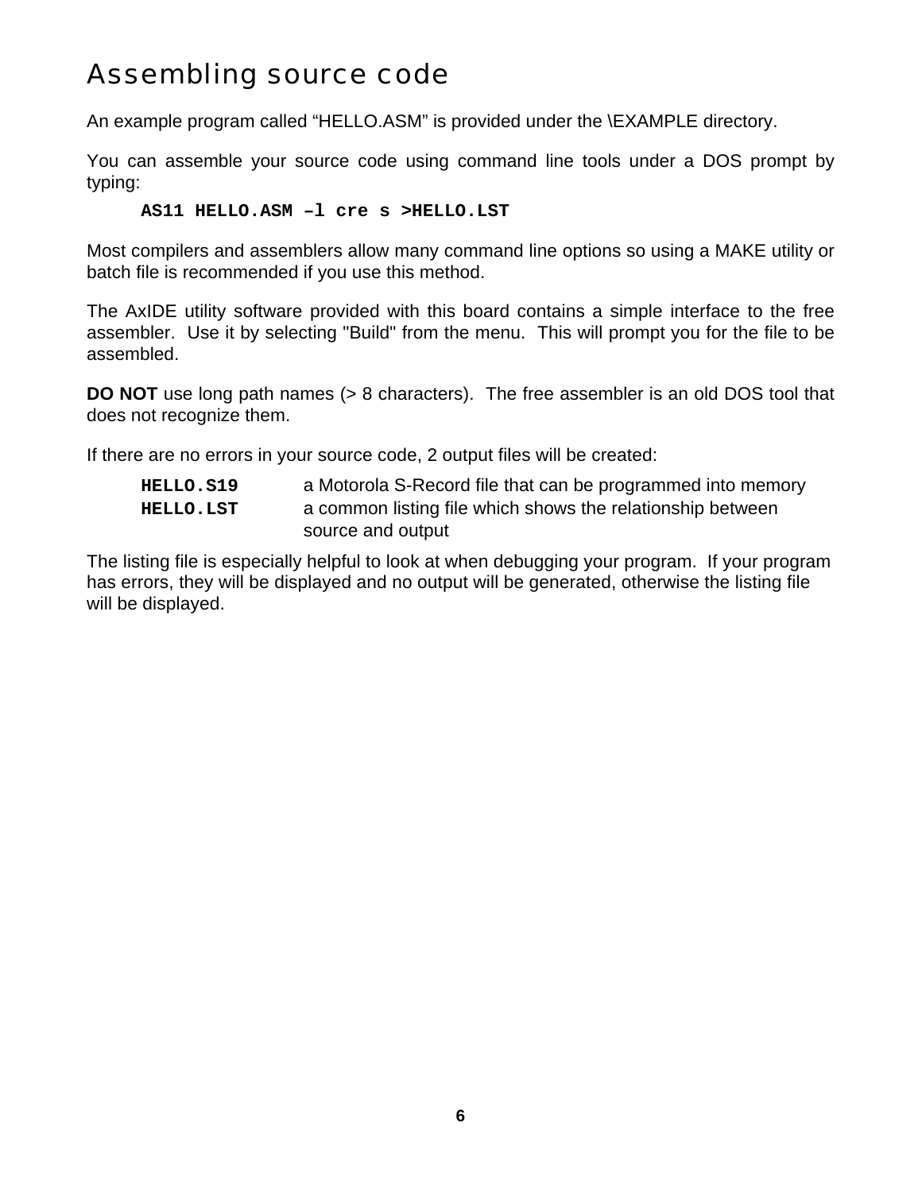# Assembling source code

An example program called “HELLO.ASM” is provided under the \EXAMPLE directory.

You can assemble your source code using command line tools under a DOS prompt by typing:

```
AS11 HELLO.ASM –l cre s >HELLO.LST
```

Most compilers and assemblers allow many command line options so using a MAKE utility or batch file is recommended if you use this method.

The AxIDE utility software provided with this board contains a simple interface to the free assembler. Use it by selecting "Build" from the menu. This will prompt you for the file to be assembled.

**DO NOT** use long path names (> 8 characters). The free assembler is an old DOS tool that does not recognize them.

If there are no errors in your source code, 2 output files will be created:

| | |
|---|---|
| **`HELLO.S19`** | a Motorola S-Record file that can be programmed into memory |
| **`HELLO.LST`** | a common listing file which shows the relationship between source and output |

The listing file is especially helpful to look at when debugging your program. If your program has errors, they will be displayed and no output will be generated, otherwise the listing file will be displayed.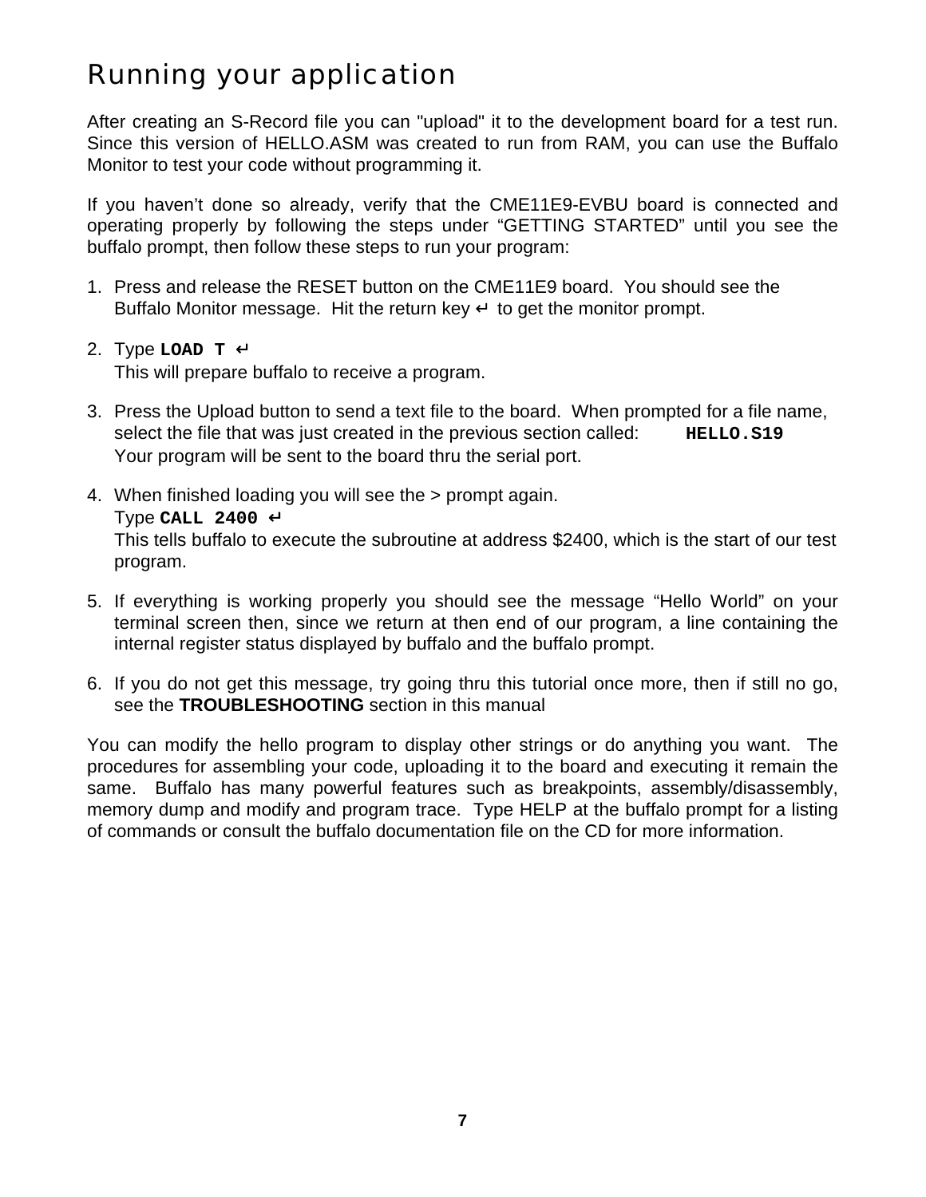# Running your application

After creating an S-Record file you can "upload" it to the development board for a test run. Since this version of HELLO.ASM was created to run from RAM, you can use the Buffalo Monitor to test your code without programming it.

If you haven't done so already, verify that the CME11E9-EVBU board is connected and operating properly by following the steps under "GETTING STARTED" until you see the buffalo prompt, then follow these steps to run your program:

1. Press and release the RESET button on the CME11E9 board. You should see the Buffalo Monitor message. Hit the return key ↵ to get the monitor prompt.

2. Type **`LOAD T ↵`**
   This will prepare buffalo to receive a program.

3. Press the Upload button to send a text file to the board. When prompted for a file name, select the file that was just created in the previous section called: **`HELLO.S19`**
   Your program will be sent to the board thru the serial port.

4. When finished loading you will see the > prompt again.
   Type **`CALL 2400 ↵`**
   This tells buffalo to execute the subroutine at address $2400, which is the start of our test program.

5. If everything is working properly you should see the message "Hello World" on your terminal screen then, since we return at then end of our program, a line containing the internal register status displayed by buffalo and the buffalo prompt.

6. If you do not get this message, try going thru this tutorial once more, then if still no go, see the **TROUBLESHOOTING** section in this manual

You can modify the hello program to display other strings or do anything you want. The procedures for assembling your code, uploading it to the board and executing it remain the same. Buffalo has many powerful features such as breakpoints, assembly/disassembly, memory dump and modify and program trace. Type HELP at the buffalo prompt for a listing of commands or consult the buffalo documentation file on the CD for more information.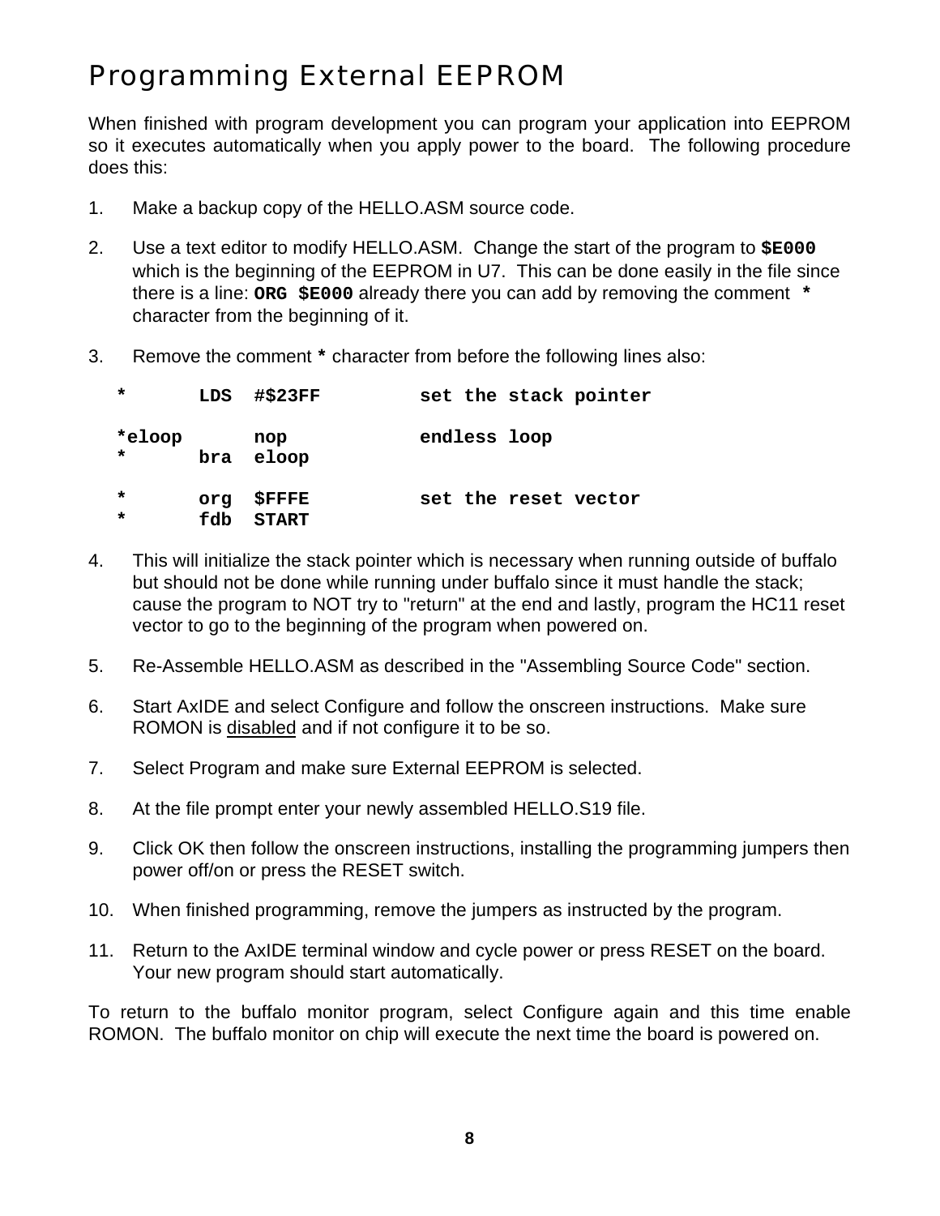# Programming External EEPROM

When finished with program development you can program your application into EEPROM so it executes automatically when you apply power to the board. The following procedure does this:

1. Make a backup copy of the HELLO.ASM source code.

2. Use a text editor to modify HELLO.ASM. Change the start of the program to **$E000** which is the beginning of the EEPROM in U7. This can be done easily in the file since there is a line: **ORG $E000** already there you can add by removing the comment **\*** character from the beginning of it.

3. Remove the comment **\*** character from before the following lines also:

```
*       LDS  #$23FF         set the stack pointer

*eloop       nop            endless loop
*       bra  eloop

*       org  $FFFE          set the reset vector
*       fdb  START
```

4. This will initialize the stack pointer which is necessary when running outside of buffalo but should not be done while running under buffalo since it must handle the stack; cause the program to NOT try to "return" at the end and lastly, program the HC11 reset vector to go to the beginning of the program when powered on.

5. Re-Assemble HELLO.ASM as described in the "Assembling Source Code" section.

6. Start AxIDE and select Configure and follow the onscreen instructions. Make sure ROMON is <u>disabled</u> and if not configure it to be so.

7. Select Program and make sure External EEPROM is selected.

8. At the file prompt enter your newly assembled HELLO.S19 file.

9. Click OK then follow the onscreen instructions, installing the programming jumpers then power off/on or press the RESET switch.

10. When finished programming, remove the jumpers as instructed by the program.

11. Return to the AxIDE terminal window and cycle power or press RESET on the board. Your new program should start automatically.

To return to the buffalo monitor program, select Configure again and this time enable ROMON. The buffalo monitor on chip will execute the next time the board is powered on.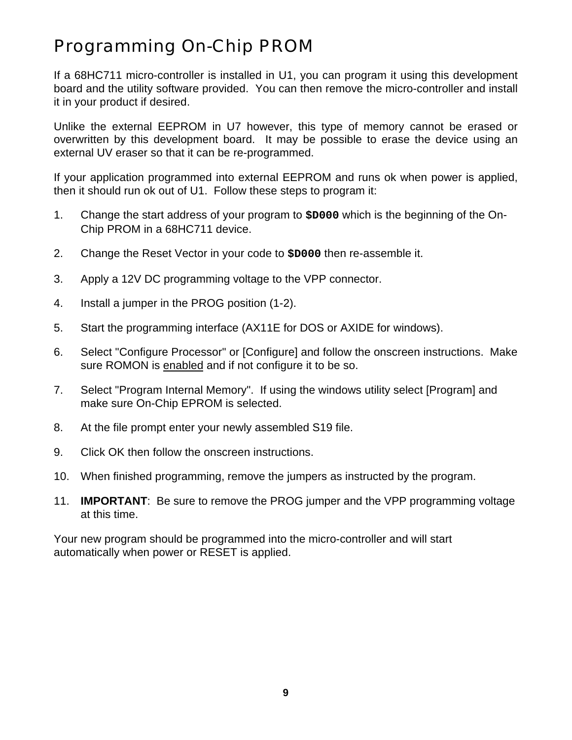# Programming On-Chip PROM

If a 68HC711 micro-controller is installed in U1, you can program it using this development board and the utility software provided. You can then remove the micro-controller and install it in your product if desired.

Unlike the external EEPROM in U7 however, this type of memory cannot be erased or overwritten by this development board. It may be possible to erase the device using an external UV eraser so that it can be re-programmed.

If your application programmed into external EEPROM and runs ok when power is applied, then it should run ok out of U1. Follow these steps to program it:

1. Change the start address of your program to **`$D000`** which is the beginning of the On-Chip PROM in a 68HC711 device.
2. Change the Reset Vector in your code to **`$D000`** then re-assemble it.
3. Apply a 12V DC programming voltage to the VPP connector.
4. Install a jumper in the PROG position (1-2).
5. Start the programming interface (AX11E for DOS or AXIDE for windows).
6. Select "Configure Processor" or [Configure] and follow the onscreen instructions. Make sure ROMON is <u>enabled</u> and if not configure it to be so.
7. Select "Program Internal Memory". If using the windows utility select [Program] and make sure On-Chip EPROM is selected.
8. At the file prompt enter your newly assembled S19 file.
9. Click OK then follow the onscreen instructions.
10. When finished programming, remove the jumpers as instructed by the program.
11. **IMPORTANT**: Be sure to remove the PROG jumper and the VPP programming voltage at this time.

Your new program should be programmed into the micro-controller and will start automatically when power or RESET is applied.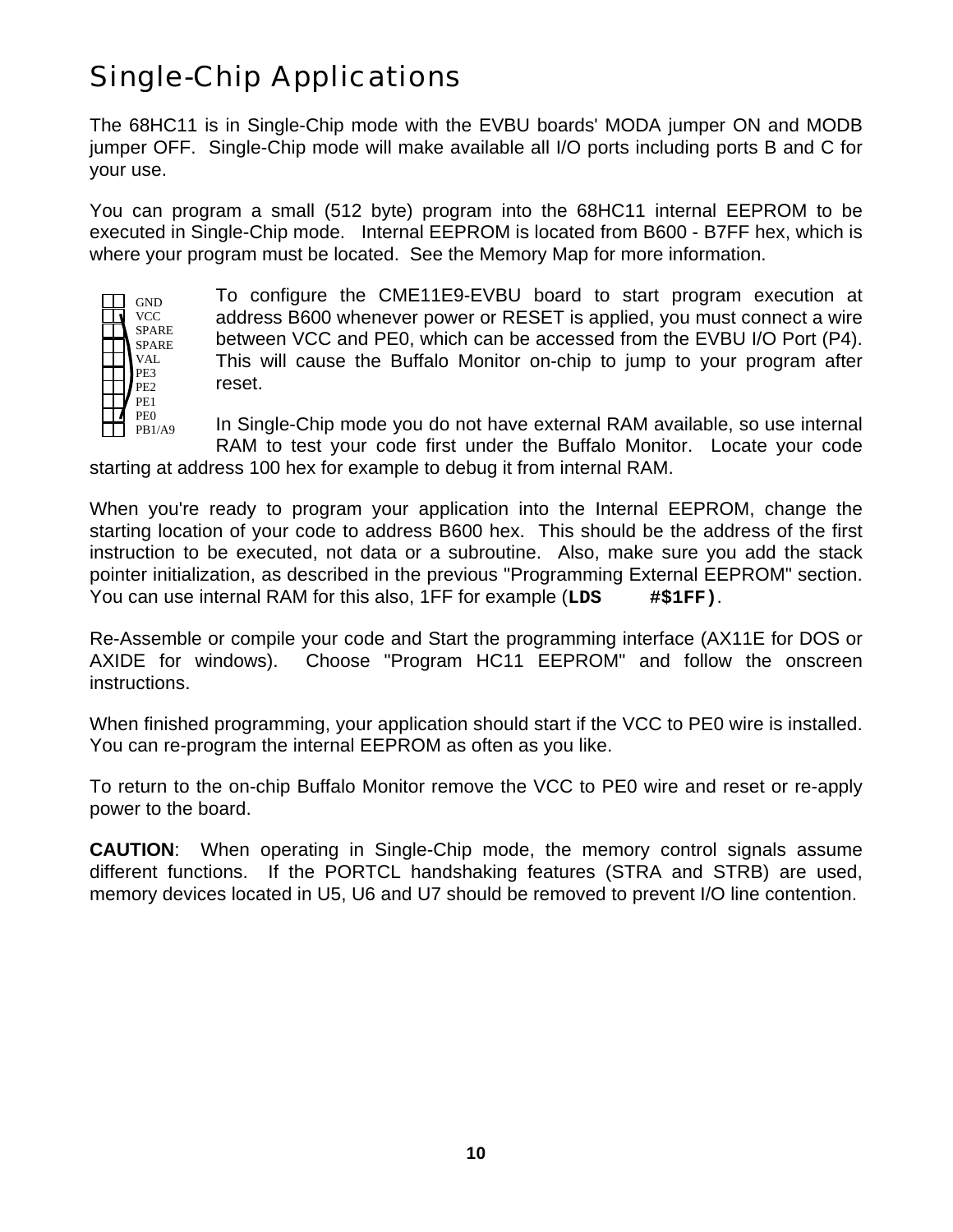# Single-Chip Applications

The 68HC11 is in Single-Chip mode with the EVBU boards' MODA jumper ON and MODB jumper OFF. Single-Chip mode will make available all I/O ports including ports B and C for your use.

You can program a small (512 byte) program into the 68HC11 internal EEPROM to be executed in Single-Chip mode. Internal EEPROM is located from B600 - B7FF hex, which is where your program must be located. See the Memory Map for more information.

GND
VCC
SPARE
SPARE
VAL
PE3
PE2
PE1
PE0
PB1/A9

To configure the CME11E9-EVBU board to start program execution at address B600 whenever power or RESET is applied, you must connect a wire between VCC and PE0, which can be accessed from the EVBU I/O Port (P4). This will cause the Buffalo Monitor on-chip to jump to your program after reset.

In Single-Chip mode you do not have external RAM available, so use internal RAM to test your code first under the Buffalo Monitor. Locate your code starting at address 100 hex for example to debug it from internal RAM.

When you're ready to program your application into the Internal EEPROM, change the starting location of your code to address B600 hex. This should be the address of the first instruction to be executed, not data or a subroutine. Also, make sure you add the stack pointer initialization, as described in the previous "Programming External EEPROM" section. You can use internal RAM for this also, 1FF for example (`LDS #$1FF`).

Re-Assemble or compile your code and Start the programming interface (AX11E for DOS or AXIDE for windows). Choose "Program HC11 EEPROM" and follow the onscreen instructions.

When finished programming, your application should start if the VCC to PE0 wire is installed. You can re-program the internal EEPROM as often as you like.

To return to the on-chip Buffalo Monitor remove the VCC to PE0 wire and reset or re-apply power to the board.

**CAUTION**: When operating in Single-Chip mode, the memory control signals assume different functions. If the PORTCL handshaking features (STRA and STRB) are used, memory devices located in U5, U6 and U7 should be removed to prevent I/O line contention.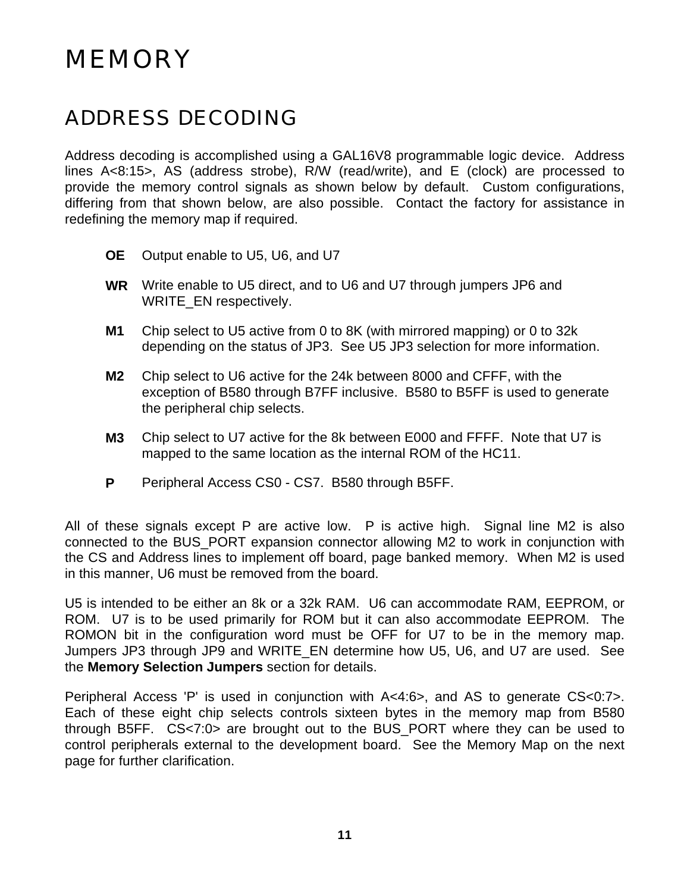# MEMORY

## ADDRESS DECODING

Address decoding is accomplished using a GAL16V8 programmable logic device. Address lines A<8:15>, AS (address strobe), R/W (read/write), and E (clock) are processed to provide the memory control signals as shown below by default. Custom configurations, differing from that shown below, are also possible. Contact the factory for assistance in redefining the memory map if required.

**OE** Output enable to U5, U6, and U7

**WR** Write enable to U5 direct, and to U6 and U7 through jumpers JP6 and WRITE_EN respectively.

**M1** Chip select to U5 active from 0 to 8K (with mirrored mapping) or 0 to 32k depending on the status of JP3. See U5 JP3 selection for more information.

**M2** Chip select to U6 active for the 24k between 8000 and CFFF, with the exception of B580 through B7FF inclusive. B580 to B5FF is used to generate the peripheral chip selects.

**M3** Chip select to U7 active for the 8k between E000 and FFFF. Note that U7 is mapped to the same location as the internal ROM of the HC11.

**P** Peripheral Access CS0 - CS7. B580 through B5FF.

All of these signals except P are active low. P is active high. Signal line M2 is also connected to the BUS_PORT expansion connector allowing M2 to work in conjunction with the CS and Address lines to implement off board, page banked memory. When M2 is used in this manner, U6 must be removed from the board.

U5 is intended to be either an 8k or a 32k RAM. U6 can accommodate RAM, EEPROM, or ROM. U7 is to be used primarily for ROM but it can also accommodate EEPROM. The ROMON bit in the configuration word must be OFF for U7 to be in the memory map. Jumpers JP3 through JP9 and WRITE_EN determine how U5, U6, and U7 are used. See the **Memory Selection Jumpers** section for details.

Peripheral Access 'P' is used in conjunction with A<4:6>, and AS to generate CS<0:7>. Each of these eight chip selects controls sixteen bytes in the memory map from B580 through B5FF. CS<7:0> are brought out to the BUS_PORT where they can be used to control peripherals external to the development board. See the Memory Map on the next page for further clarification.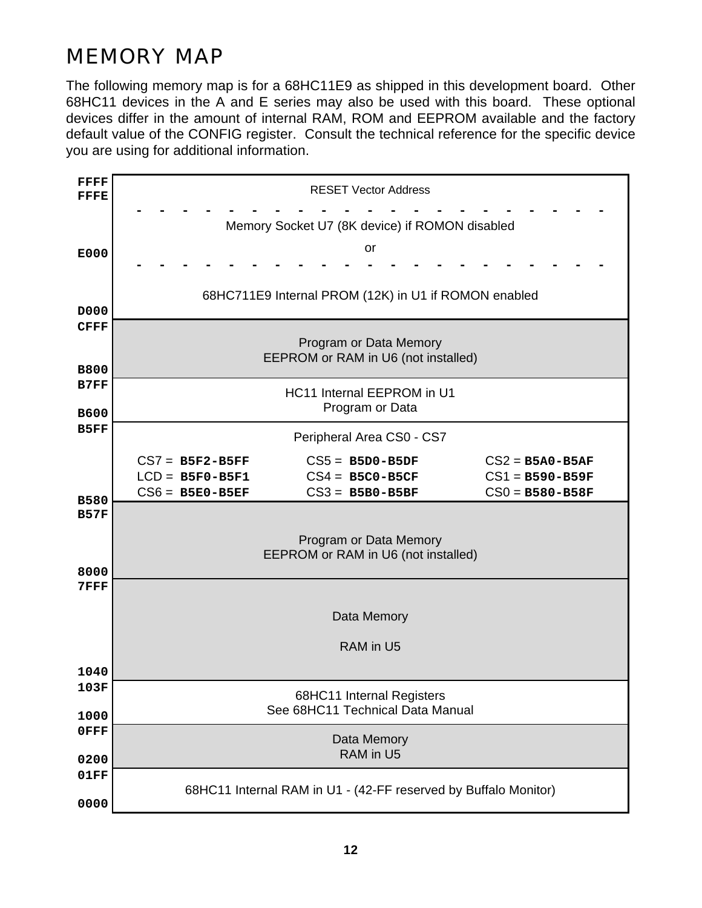# MEMORY MAP

The following memory map is for a 68HC11E9 as shipped in this development board. Other 68HC11 devices in the A and E series may also be used with this board. These optional devices differ in the amount of internal RAM, ROM and EEPROM available and the factory default value of the CONFIG register. Consult the technical reference for the specific device you are using for additional information.

| Address Range | Description |
|---|---|
| **FFFF** – **FFFE** | RESET Vector Address |
| **FFFF** – **E000** | Memory Socket U7 (8K device) if ROMON disabled |
| | or |
| **FFFF** – **D000** | 68HC711E9 Internal PROM (12K) in U1 if ROMON enabled |
| **CFFF** – **B800** | Program or Data Memory<br>EEPROM or RAM in U6 (not installed) |
| **B7FF** – **B600** | HC11 Internal EEPROM in U1<br>Program or Data |
| **B5FF** – **B580** | Peripheral Area CS0 - CS7<br>CS7 = **B5F2-B5FF**<br>LCD = **B5F0-B5F1**<br>CS6 = **B5E0-B5EF**<br>CS5 = **B5D0-B5DF**<br>CS4 = **B5C0-B5CF**<br>CS3 = **B5B0-B5BF**<br>CS2 = **B5A0-B5AF**<br>CS1 = **B590-B59F**<br>CS0 = **B580-B58F** |
| **B57F** – **8000** | Program or Data Memory<br>EEPROM or RAM in U6 (not installed) |
| **7FFF** – **1040** | Data Memory<br>RAM in U5 |
| **103F** – **1000** | 68HC11 Internal Registers<br>See 68HC11 Technical Data Manual |
| **0FFF** – **0200** | Data Memory<br>RAM in U5 |
| **01FF** – **0000** | 68HC11 Internal RAM in U1 - (42-FF reserved by Buffalo Monitor) |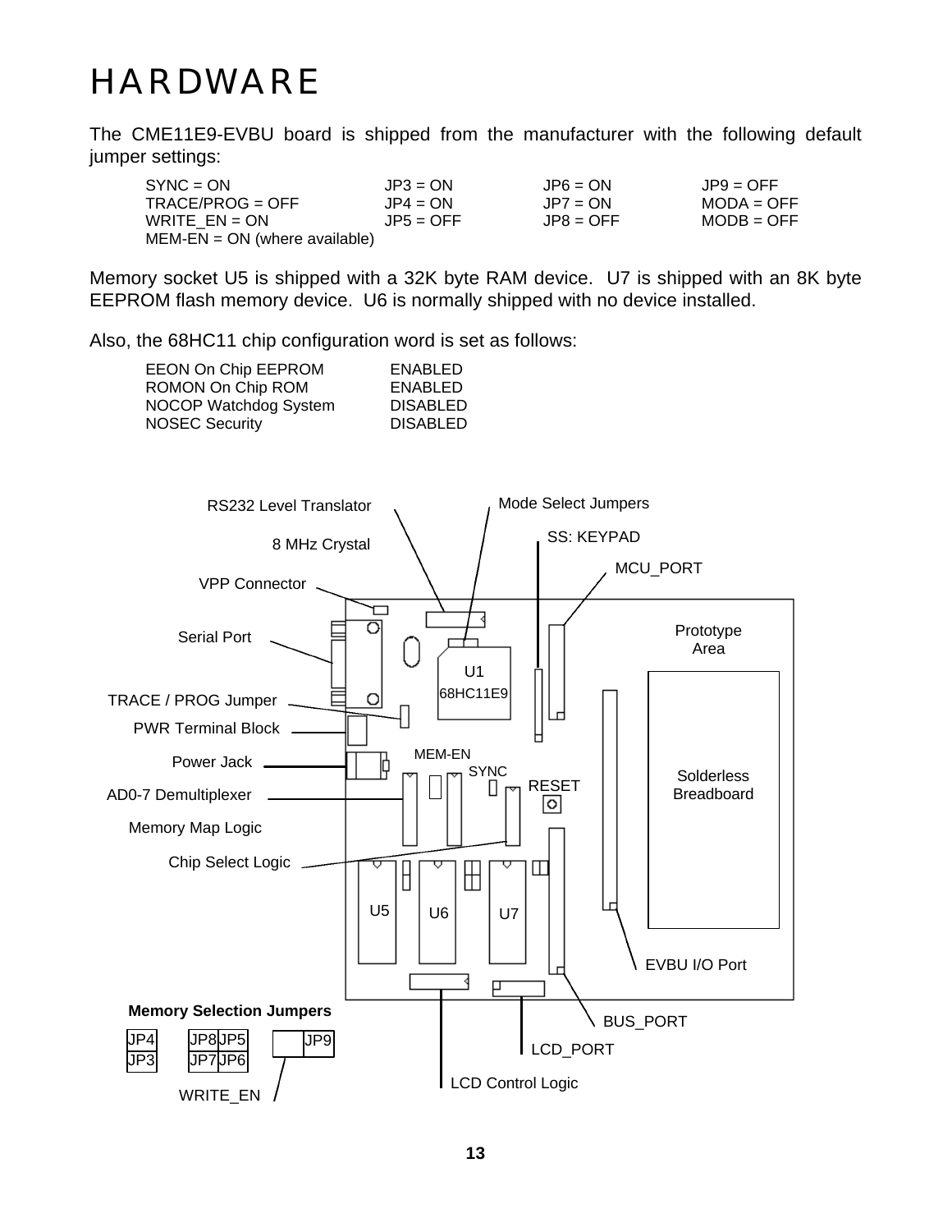# HARDWARE

The CME11E9-EVBU board is shipped from the manufacturer with the following default jumper settings:

| | | | |
|---|---|---|---|
| SYNC = ON | JP3 = ON | JP6 = ON | JP9 = OFF |
| TRACE/PROG = OFF | JP4 = ON | JP7 = ON | MODA = OFF |
| WRITE_EN = ON | JP5 = OFF | JP8 = OFF | MODB = OFF |
| MEM-EN = ON (where available) | | | |

Memory socket U5 is shipped with a 32K byte RAM device. U7 is shipped with an 8K byte EEPROM flash memory device. U6 is normally shipped with no device installed.

Also, the 68HC11 chip configuration word is set as follows:

| | |
|---|---|
| EEON On Chip EEPROM | ENABLED |
| ROMON On Chip ROM | ENABLED |
| NOCOP Watchdog System | DISABLED |
| NOSEC Security | DISABLED |

RS232 Level Translator
Mode Select Jumpers
8 MHz Crystal
SS: KEYPAD
MCU_PORT
VPP Connector
Serial Port
Prototype Area
U1
68HC11E9
TRACE / PROG Jumper
PWR Terminal Block
MEM-EN
Power Jack
SYNC
RESET
Solderless Breadboard
AD0-7 Demultiplexer
Memory Map Logic
Chip Select Logic
U5
U6
U7
EVBU I/O Port
Memory Selection Jumpers
BUS_PORT

| JP4 | JP8 | JP5 | | JP9 |
|---|---|---|---|---|
| JP3 | JP7 | JP6 | | |

LCD_PORT
WRITE_EN
LCD Control Logic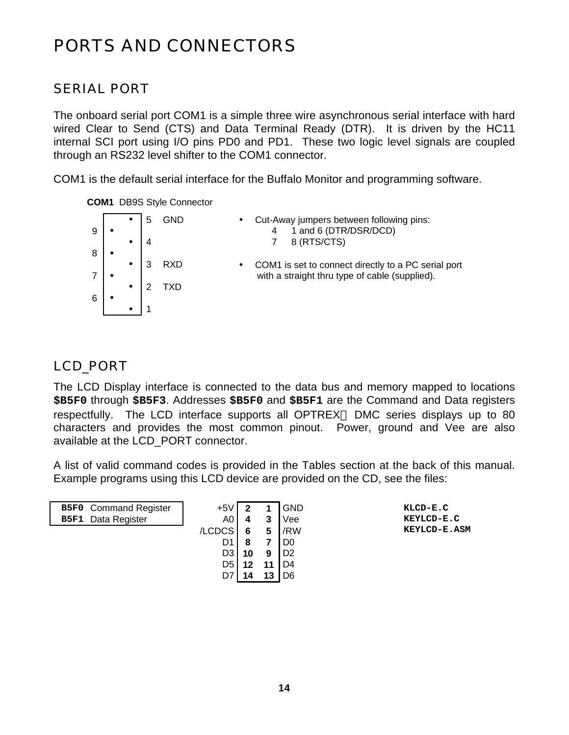# PORTS AND CONNECTORS

## SERIAL PORT

The onboard serial port COM1 is a simple three wire asynchronous serial interface with hard wired Clear to Send (CTS) and Data Terminal Ready (DTR). It is driven by the HC11 internal SCI port using I/O pins PD0 and PD1. These two logic level signals are coupled through an RS232 level shifter to the COM1 connector.

COM1 is the default serial interface for the Buffalo Monitor and programming software.

**COM1** DB9S Style Connector

| Pin | Signal | Pin |
|---|---|---|
| 5 | GND | |
| | | 9 |
| 4 | | |
| | | 8 |
| 3 | RXD | |
| | | 7 |
| 2 | TXD | |
| | | 6 |
| 1 | | |

- Cut-Away jumpers between following pins:
  - 4 1 and 6 (DTR/DSR/DCD)
  - 7 8 (RTS/CTS)
- COM1 is set to connect directly to a PC serial port with a straight thru type of cable (supplied).

## LCD_PORT

The LCD Display interface is connected to the data bus and memory mapped to locations **$B5F0** through **$B5F3**. Addresses **$B5F0** and **$B5F1** are the Command and Data registers respectfully. The LCD interface supports all OPTREX DMC series displays up to 80 characters and provides the most common pinout. Power, ground and Vee are also available at the LCD_PORT connector.

A list of valid command codes is provided in the Tables section at the back of this manual. Example programs using this LCD device are provided on the CD, see the files:

| Address | Register |
|---|---|
| **B5F0** | Command Register |
| **B5F1** | Data Register |

| Signal | Pin | Pin | Signal |
|---|---|---|---|
| +5V | **2** | **1** | GND |
| A0 | **4** | **3** | Vee |
| /LCDCS | **6** | **5** | /RW |
| D1 | **8** | **7** | D0 |
| D3 | **10** | **9** | D2 |
| D5 | **12** | **11** | D4 |
| D7 | **14** | **13** | D6 |

**KLCD-E.C**
**KEYLCD-E.C**
**KEYLCD-E.ASM**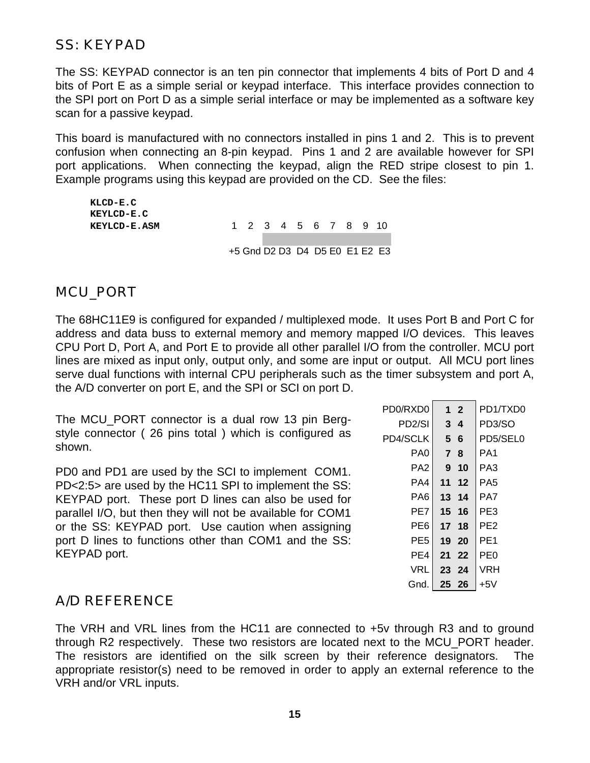## SS: KEYPAD

The SS: KEYPAD connector is an ten pin connector that implements 4 bits of Port D and 4 bits of Port E as a simple serial or keypad interface. This interface provides connection to the SPI port on Port D as a simple serial interface or may be implemented as a software key scan for a passive keypad.

This board is manufactured with no connectors installed in pins 1 and 2. This is to prevent confusion when connecting an 8-pin keypad. Pins 1 and 2 are available however for SPI port applications. When connecting the keypad, align the RED stripe closest to pin 1. Example programs using this keypad are provided on the CD. See the files:

**KLCD-E.C**
**KEYLCD-E.C**
**KEYLCD-E.ASM**

| 1 | 2 | 3 | 4 | 5 | 6 | 7 | 8 | 9 | 10 |
|---|---|---|---|---|---|---|---|---|---|
| +5 | Gnd | D2 | D3 | D4 | D5 | E0 | E1 | E2 | E3 |

## MCU_PORT

The 68HC11E9 is configured for expanded / multiplexed mode. It uses Port B and Port C for address and data buss to external memory and memory mapped I/O devices. This leaves CPU Port D, Port A, and Port E to provide all other parallel I/O from the controller. MCU port lines are mixed as input only, output only, and some are input or output. All MCU port lines serve dual functions with internal CPU peripherals such as the timer subsystem and port A, the A/D converter on port E, and the SPI or SCI on port D.

The MCU_PORT connector is a dual row 13 pin Berg-style connector ( 26 pins total ) which is configured as shown.

PD0 and PD1 are used by the SCI to implement COM1. PD<2:5> are used by the HC11 SPI to implement the SS: KEYPAD port. These port D lines can also be used for parallel I/O, but then they will not be available for COM1 or the SS: KEYPAD port. Use caution when assigning port D lines to functions other than COM1 and the SS: KEYPAD port.

| Signal | Pin | Pin | Signal |
|---|---|---|---|
| PD0/RXD0 | 1 | 2 | PD1/TXD0 |
| PD2/SI | 3 | 4 | PD3/SO |
| PD4/SCLK | 5 | 6 | PD5/SEL0 |
| PA0 | 7 | 8 | PA1 |
| PA2 | 9 | 10 | PA3 |
| PA4 | 11 | 12 | PA5 |
| PA6 | 13 | 14 | PA7 |
| PE7 | 15 | 16 | PE3 |
| PE6 | 17 | 18 | PE2 |
| PE5 | 19 | 20 | PE1 |
| PE4 | 21 | 22 | PE0 |
| VRL | 23 | 24 | VRH |
| Gnd. | 25 | 26 | +5V |

## A/D REFERENCE

The VRH and VRL lines from the HC11 are connected to +5v through R3 and to ground through R2 respectively. These two resistors are located next to the MCU_PORT header. The resistors are identified on the silk screen by their reference designators. The appropriate resistor(s) need to be removed in order to apply an external reference to the VRH and/or VRL inputs.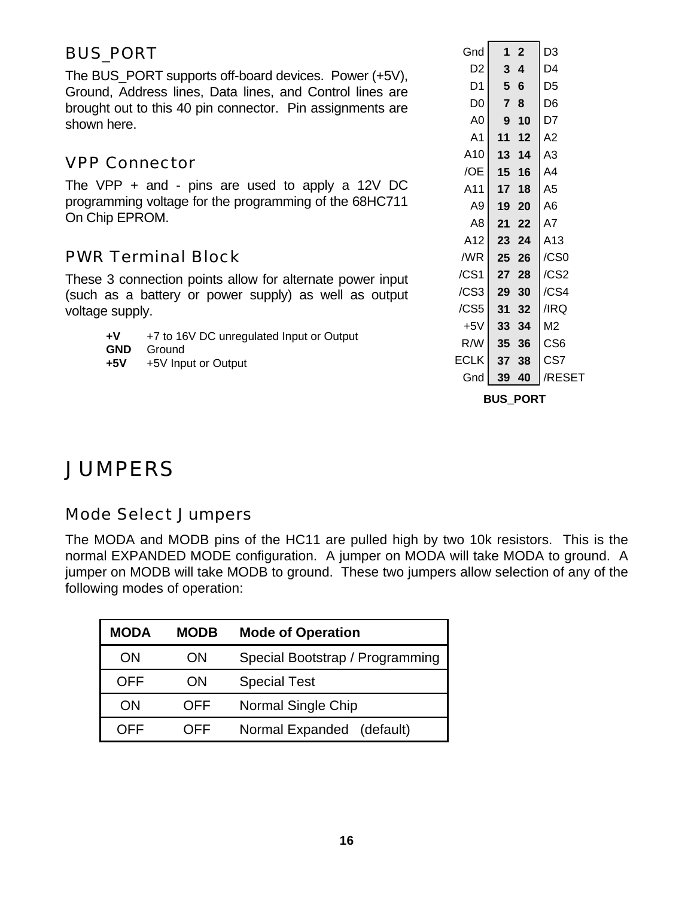## BUS_PORT

The BUS_PORT supports off-board devices. Power (+5V), Ground, Address lines, Data lines, and Control lines are brought out to this 40 pin connector. Pin assignments are shown here.

| Signal | Pin | Pin | Signal |
|---|---|---|---|
| Gnd | 1 | 2 | D3 |
| D2 | 3 | 4 | D4 |
| D1 | 5 | 6 | D5 |
| D0 | 7 | 8 | D6 |
| A0 | 9 | 10 | D7 |
| A1 | 11 | 12 | A2 |
| A10 | 13 | 14 | A3 |
| /OE | 15 | 16 | A4 |
| A11 | 17 | 18 | A5 |
| A9 | 19 | 20 | A6 |
| A8 | 21 | 22 | A7 |
| A12 | 23 | 24 | A13 |
| /WR | 25 | 26 | /CS0 |
| /CS1 | 27 | 28 | /CS2 |
| /CS3 | 29 | 30 | /CS4 |
| /CS5 | 31 | 32 | /IRQ |
| +5V | 33 | 34 | M2 |
| R/W | 35 | 36 | CS6 |
| ECLK | 37 | 38 | CS7 |
| Gnd | 39 | 40 | /RESET |

**BUS_PORT**

## VPP Connector

The VPP + and - pins are used to apply a 12V DC programming voltage for the programming of the 68HC711 On Chip EPROM.

## PWR Terminal Block

These 3 connection points allow for alternate power input (such as a battery or power supply) as well as output voltage supply.

- **+V** +7 to 16V DC unregulated Input or Output
- **GND** Ground
- **+5V** +5V Input or Output

# JUMPERS

## Mode Select Jumpers

The MODA and MODB pins of the HC11 are pulled high by two 10k resistors. This is the normal EXPANDED MODE configuration. A jumper on MODA will take MODA to ground. A jumper on MODB will take MODB to ground. These two jumpers allow selection of any of the following modes of operation:

| MODA | MODB | Mode of Operation |
|---|---|---|
| ON | ON | Special Bootstrap / Programming |
| OFF | ON | Special Test |
| ON | OFF | Normal Single Chip |
| OFF | OFF | Normal Expanded (default) |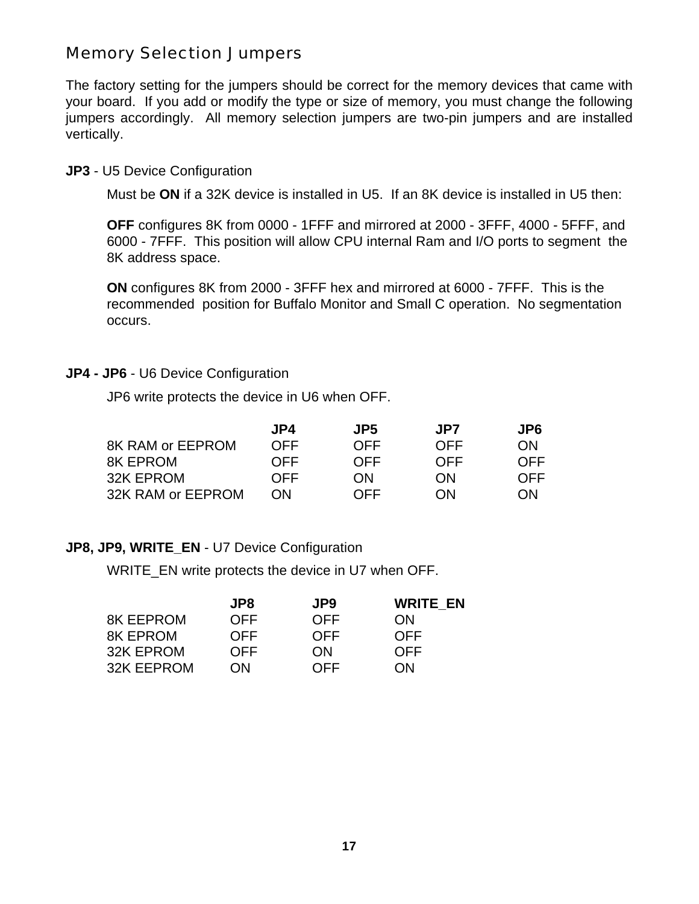## Memory Selection Jumpers

The factory setting for the jumpers should be correct for the memory devices that came with your board. If you add or modify the type or size of memory, you must change the following jumpers accordingly. All memory selection jumpers are two-pin jumpers and are installed vertically.

**JP3** - U5 Device Configuration

Must be **ON** if a 32K device is installed in U5. If an 8K device is installed in U5 then:

**OFF** configures 8K from 0000 - 1FFF and mirrored at 2000 - 3FFF, 4000 - 5FFF, and 6000 - 7FFF. This position will allow CPU internal Ram and I/O ports to segment the 8K address space.

**ON** configures 8K from 2000 - 3FFF hex and mirrored at 6000 - 7FFF. This is the recommended position for Buffalo Monitor and Small C operation. No segmentation occurs.

**JP4 - JP6** - U6 Device Configuration

JP6 write protects the device in U6 when OFF.

| | **JP4** | **JP5** | **JP7** | **JP6** |
|---|---|---|---|---|
| 8K RAM or EEPROM | OFF | OFF | OFF | ON |
| 8K EPROM | OFF | OFF | OFF | OFF |
| 32K EPROM | OFF | ON | ON | OFF |
| 32K RAM or EEPROM | ON | OFF | ON | ON |

**JP8, JP9, WRITE_EN** - U7 Device Configuration

WRITE_EN write protects the device in U7 when OFF.

| | **JP8** | **JP9** | **WRITE_EN** |
|---|---|---|---|
| 8K EEPROM | OFF | OFF | ON |
| 8K EPROM | OFF | OFF | OFF |
| 32K EPROM | OFF | ON | OFF |
| 32K EEPROM | ON | OFF | ON |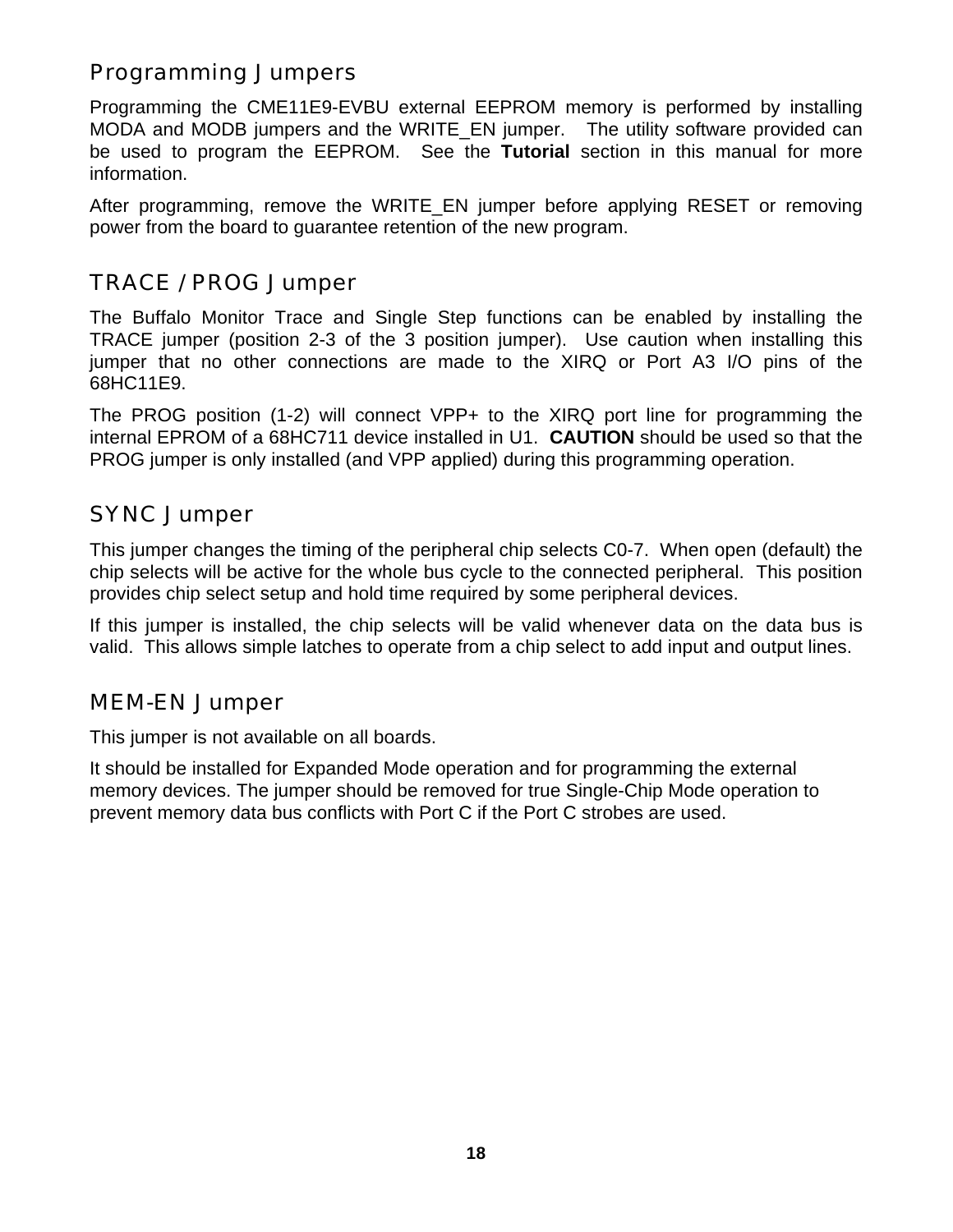## Programming Jumpers

Programming the CME11E9-EVBU external EEPROM memory is performed by installing MODA and MODB jumpers and the WRITE_EN jumper. The utility software provided can be used to program the EEPROM. See the **Tutorial** section in this manual for more information.

After programming, remove the WRITE_EN jumper before applying RESET or removing power from the board to guarantee retention of the new program.

## TRACE / PROG Jumper

The Buffalo Monitor Trace and Single Step functions can be enabled by installing the TRACE jumper (position 2-3 of the 3 position jumper). Use caution when installing this jumper that no other connections are made to the XIRQ or Port A3 I/O pins of the 68HC11E9.

The PROG position (1-2) will connect VPP+ to the XIRQ port line for programming the internal EPROM of a 68HC711 device installed in U1. **CAUTION** should be used so that the PROG jumper is only installed (and VPP applied) during this programming operation.

## SYNC Jumper

This jumper changes the timing of the peripheral chip selects C0-7. When open (default) the chip selects will be active for the whole bus cycle to the connected peripheral. This position provides chip select setup and hold time required by some peripheral devices.

If this jumper is installed, the chip selects will be valid whenever data on the data bus is valid. This allows simple latches to operate from a chip select to add input and output lines.

## MEM-EN Jumper

This jumper is not available on all boards.

It should be installed for Expanded Mode operation and for programming the external memory devices. The jumper should be removed for true Single-Chip Mode operation to prevent memory data bus conflicts with Port C if the Port C strobes are used.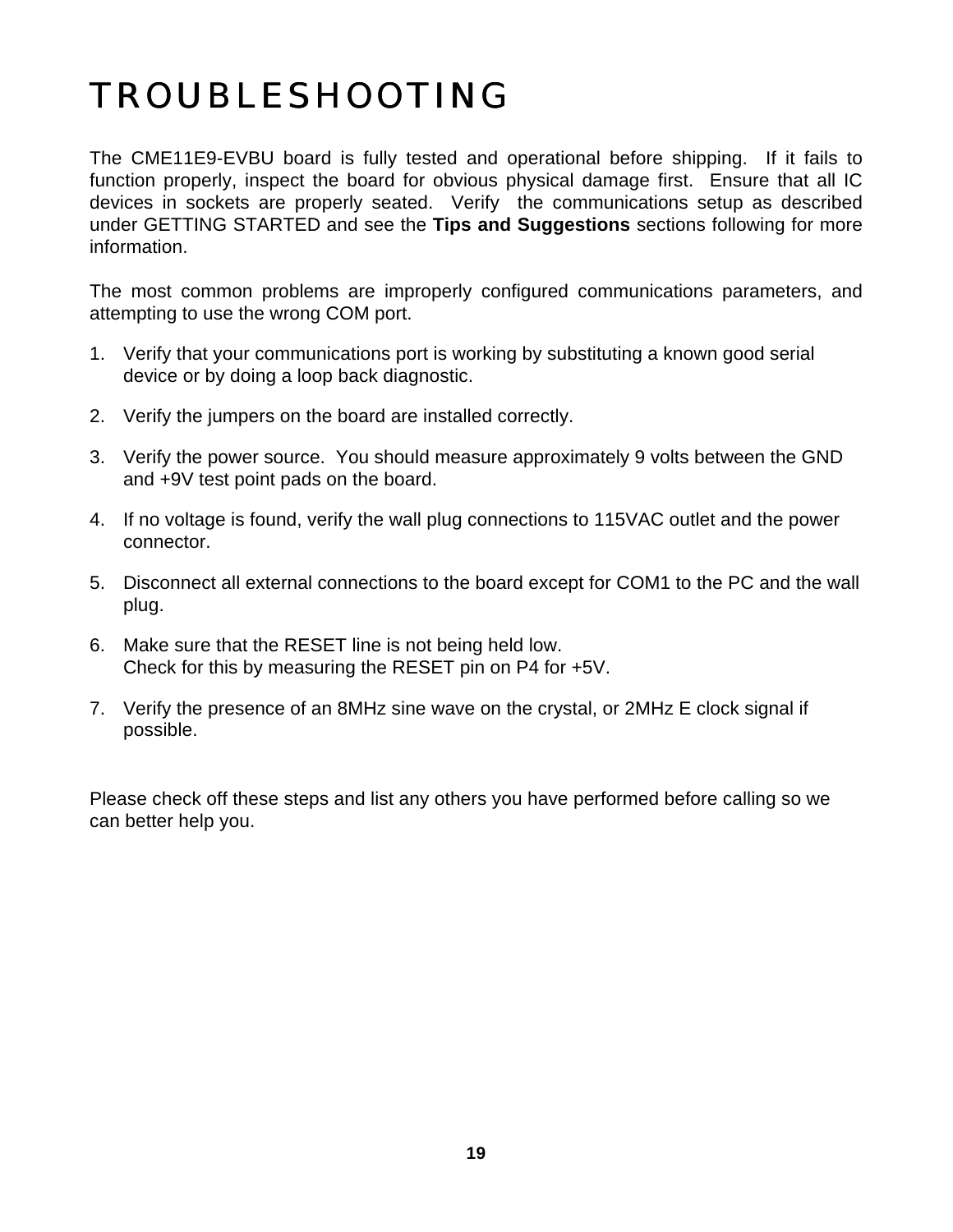# TROUBLESHOOTING

The CME11E9-EVBU board is fully tested and operational before shipping. If it fails to function properly, inspect the board for obvious physical damage first. Ensure that all IC devices in sockets are properly seated. Verify the communications setup as described under GETTING STARTED and see the **Tips and Suggestions** sections following for more information.

The most common problems are improperly configured communications parameters, and attempting to use the wrong COM port.

1. Verify that your communications port is working by substituting a known good serial device or by doing a loop back diagnostic.
2. Verify the jumpers on the board are installed correctly.
3. Verify the power source. You should measure approximately 9 volts between the GND and +9V test point pads on the board.
4. If no voltage is found, verify the wall plug connections to 115VAC outlet and the power connector.
5. Disconnect all external connections to the board except for COM1 to the PC and the wall plug.
6. Make sure that the RESET line is not being held low.  
   Check for this by measuring the RESET pin on P4 for +5V.
7. Verify the presence of an 8MHz sine wave on the crystal, or 2MHz E clock signal if possible.

Please check off these steps and list any others you have performed before calling so we can better help you.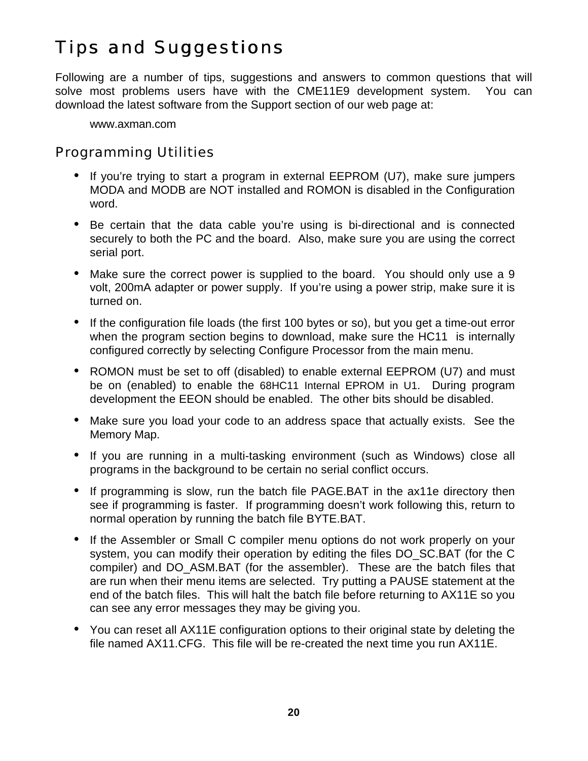# Tips and Suggestions

Following are a number of tips, suggestions and answers to common questions that will solve most problems users have with the CME11E9 development system. You can download the latest software from the Support section of our web page at:

www.axman.com

## Programming Utilities

- If you're trying to start a program in external EEPROM (U7), make sure jumpers MODA and MODB are NOT installed and ROMON is disabled in the Configuration word.
- Be certain that the data cable you're using is bi-directional and is connected securely to both the PC and the board. Also, make sure you are using the correct serial port.
- Make sure the correct power is supplied to the board. You should only use a 9 volt, 200mA adapter or power supply. If you're using a power strip, make sure it is turned on.
- If the configuration file loads (the first 100 bytes or so), but you get a time-out error when the program section begins to download, make sure the HC11 is internally configured correctly by selecting Configure Processor from the main menu.
- ROMON must be set to off (disabled) to enable external EEPROM (U7) and must be on (enabled) to enable the 68HC11 Internal EPROM in U1. During program development the EEON should be enabled. The other bits should be disabled.
- Make sure you load your code to an address space that actually exists. See the Memory Map.
- If you are running in a multi-tasking environment (such as Windows) close all programs in the background to be certain no serial conflict occurs.
- If programming is slow, run the batch file PAGE.BAT in the ax11e directory then see if programming is faster. If programming doesn't work following this, return to normal operation by running the batch file BYTE.BAT.
- If the Assembler or Small C compiler menu options do not work properly on your system, you can modify their operation by editing the files DO_SC.BAT (for the C compiler) and DO_ASM.BAT (for the assembler). These are the batch files that are run when their menu items are selected. Try putting a PAUSE statement at the end of the batch files. This will halt the batch file before returning to AX11E so you can see any error messages they may be giving you.
- You can reset all AX11E configuration options to their original state by deleting the file named AX11.CFG. This file will be re-created the next time you run AX11E.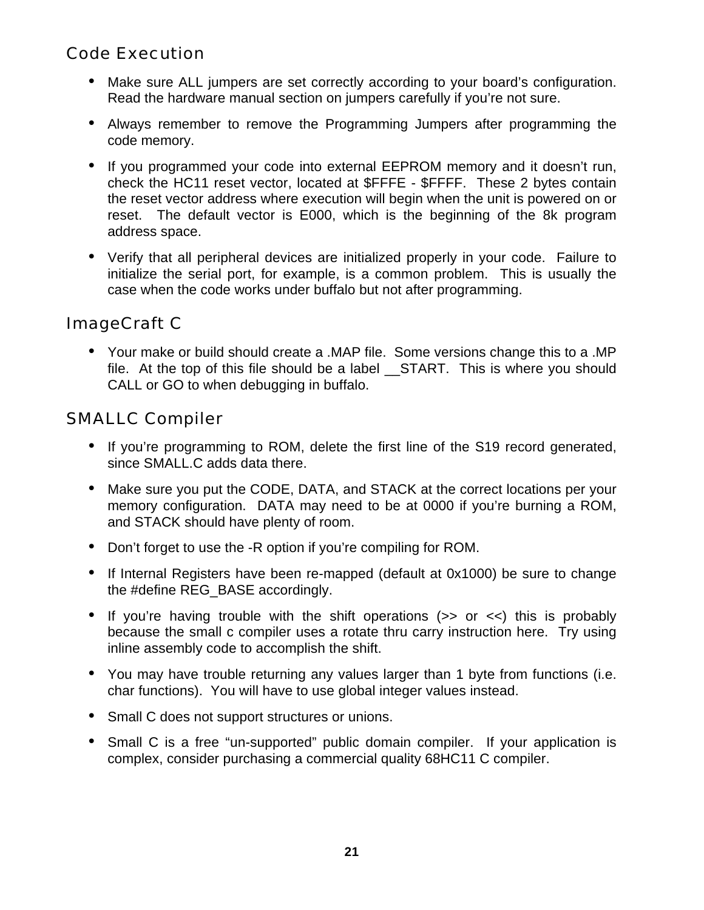## Code Execution

- Make sure ALL jumpers are set correctly according to your board's configuration. Read the hardware manual section on jumpers carefully if you're not sure.
- Always remember to remove the Programming Jumpers after programming the code memory.
- If you programmed your code into external EEPROM memory and it doesn't run, check the HC11 reset vector, located at $FFFE - $FFFF. These 2 bytes contain the reset vector address where execution will begin when the unit is powered on or reset. The default vector is E000, which is the beginning of the 8k program address space.
- Verify that all peripheral devices are initialized properly in your code. Failure to initialize the serial port, for example, is a common problem. This is usually the case when the code works under buffalo but not after programming.

## ImageCraft C

- Your make or build should create a .MAP file. Some versions change this to a .MP file. At the top of this file should be a label __START. This is where you should CALL or GO to when debugging in buffalo.

## SMALLC Compiler

- If you're programming to ROM, delete the first line of the S19 record generated, since SMALL.C adds data there.
- Make sure you put the CODE, DATA, and STACK at the correct locations per your memory configuration. DATA may need to be at 0000 if you're burning a ROM, and STACK should have plenty of room.
- Don't forget to use the -R option if you're compiling for ROM.
- If Internal Registers have been re-mapped (default at 0x1000) be sure to change the #define REG_BASE accordingly.
- If you're having trouble with the shift operations (>> or <<) this is probably because the small c compiler uses a rotate thru carry instruction here. Try using inline assembly code to accomplish the shift.
- You may have trouble returning any values larger than 1 byte from functions (i.e. char functions). You will have to use global integer values instead.
- Small C does not support structures or unions.
- Small C is a free "un-supported" public domain compiler. If your application is complex, consider purchasing a commercial quality 68HC11 C compiler.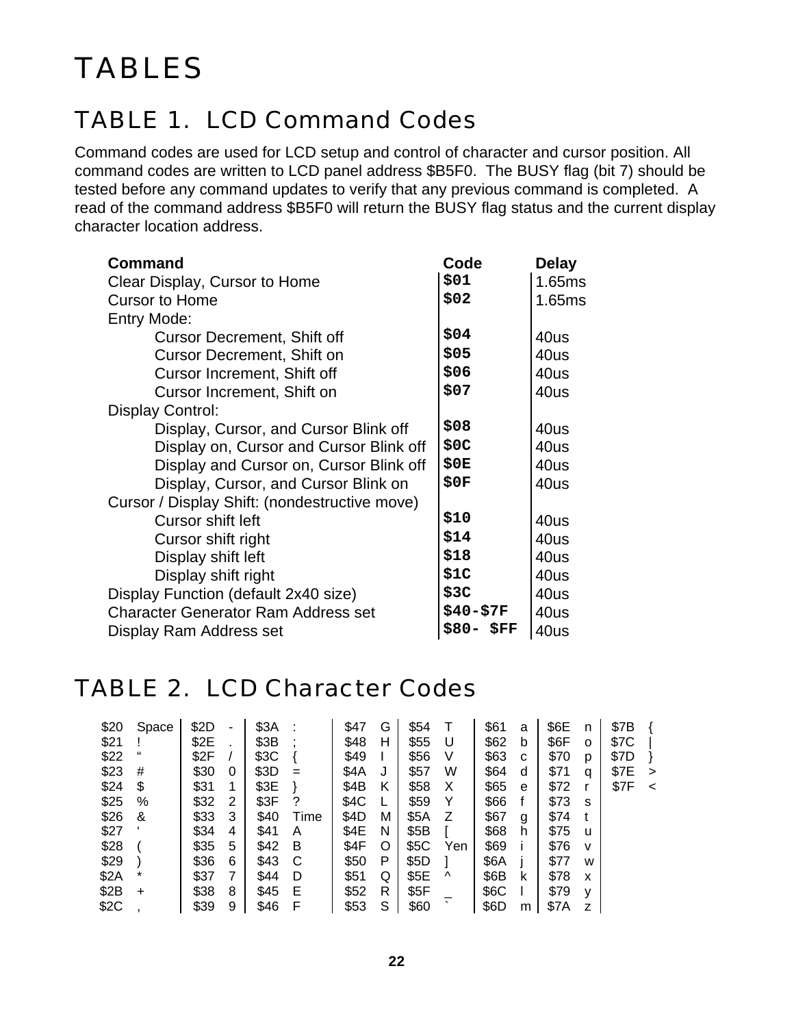# TABLES

## TABLE 1. LCD Command Codes

Command codes are used for LCD setup and control of character and cursor position. All command codes are written to LCD panel address $B5F0. The BUSY flag (bit 7) should be tested before any command updates to verify that any previous command is completed. A read of the command address $B5F0 will return the BUSY flag status and the current display character location address.

| Command | Code | Delay |
|---|---|---|
| Clear Display, Cursor to Home | **$01** | 1.65ms |
| Cursor to Home | **$02** | 1.65ms |
| Entry Mode: | | |
| Cursor Decrement, Shift off | **$04** | 40us |
| Cursor Decrement, Shift on | **$05** | 40us |
| Cursor Increment, Shift off | **$06** | 40us |
| Cursor Increment, Shift on | **$07** | 40us |
| Display Control: | | |
| Display, Cursor, and Cursor Blink off | **$08** | 40us |
| Display on, Cursor and Cursor Blink off | **$0C** | 40us |
| Display and Cursor on, Cursor Blink off | **$0E** | 40us |
| Display, Cursor, and Cursor Blink on | **$0F** | 40us |
| Cursor / Display Shift: (nondestructive move) | | |
| Cursor shift left | **$10** | 40us |
| Cursor shift right | **$14** | 40us |
| Display shift left | **$18** | 40us |
| Display shift right | **$1C** | 40us |
| Display Function (default 2x40 size) | **$3C** | 40us |
| Character Generator Ram Address set | **$40-$7F** | 40us |
| Display Ram Address set | **$80- $FF** | 40us |

## TABLE 2. LCD Character Codes

| Code | Char | Code | Char | Code | Char | Code | Char | Code | Char | Code | Char | Code | Char | Code | Char |
|---|---|---|---|---|---|---|---|---|---|---|---|---|---|---|---|
| $20 | Space | $2D | - | $3A | : | $47 | G | $54 | T | $61 | a | $6E | n | $7B | { |
| $21 | ! | $2E | . | $3B | ; | $48 | H | $55 | U | $62 | b | $6F | o | $7C | \| |
| $22 | “ | $2F | / | $3C | { | $49 | I | $56 | V | $63 | c | $70 | p | $7D | } |
| $23 | # | $30 | 0 | $3D | = | $4A | J | $57 | W | $64 | d | $71 | q | $7E | > |
| $24 | $ | $31 | 1 | $3E | } | $4B | K | $58 | X | $65 | e | $72 | r | $7F | < |
| $25 | % | $32 | 2 | $3F | ? | $4C | L | $59 | Y | $66 | f | $73 | s | | |
| $26 | & | $33 | 3 | $40 | Time | $4D | M | $5A | Z | $67 | g | $74 | t | | |
| $27 | ‘ | $34 | 4 | $41 | A | $4E | N | $5B | [ | $68 | h | $75 | u | | |
| $28 | ( | $35 | 5 | $42 | B | $4F | O | $5C | Yen | $69 | i | $76 | v | | |
| $29 | ) | $36 | 6 | $43 | C | $50 | P | $5D | ] | $6A | j | $77 | w | | |
| $2A | * | $37 | 7 | $44 | D | $51 | Q | $5E | ^ | $6B | k | $78 | x | | |
| $2B | + | $38 | 8 | $45 | E | $52 | R | $5F | _ | $6C | l | $79 | y | | |
| $2C | , | $39 | 9 | $46 | F | $53 | S | $60 | ` | $6D | m | $7A | z | | |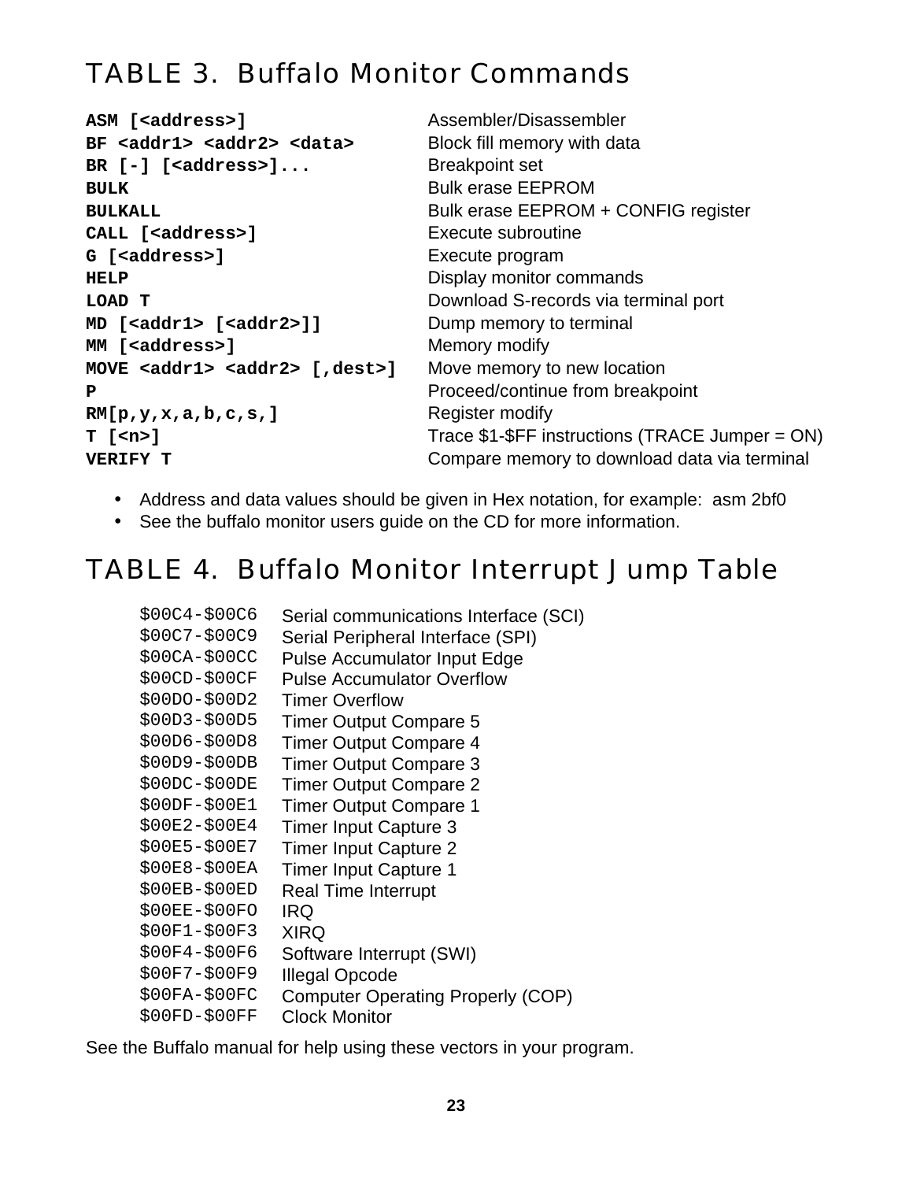## TABLE 3. Buffalo Monitor Commands

| | |
|---|---|
| **ASM [<address>]** | Assembler/Disassembler |
| **BF <addr1> <addr2> <data>** | Block fill memory with data |
| **BR [-] [<address>]...** | Breakpoint set |
| **BULK** | Bulk erase EEPROM |
| **BULKALL** | Bulk erase EEPROM + CONFIG register |
| **CALL [<address>]** | Execute subroutine |
| **G [<address>]** | Execute program |
| **HELP** | Display monitor commands |
| **LOAD T** | Download S-records via terminal port |
| **MD [<addr1> [<addr2>]]** | Dump memory to terminal |
| **MM [<address>]** | Memory modify |
| **MOVE <addr1> <addr2> [,dest>]** | Move memory to new location |
| **P** | Proceed/continue from breakpoint |
| **RM[p,y,x,a,b,c,s,]** | Register modify |
| **T [<n>]** | Trace $1-$FF instructions (TRACE Jumper = ON) |
| **VERIFY T** | Compare memory to download data via terminal |

- Address and data values should be given in Hex notation, for example: asm 2bf0
- See the buffalo monitor users guide on the CD for more information.

## TABLE 4. Buffalo Monitor Interrupt Jump Table

| | |
|---|---|
| $00C4-$00C6 | Serial communications Interface (SCI) |
| $00C7-$00C9 | Serial Peripheral Interface (SPI) |
| $00CA-$00CC | Pulse Accumulator Input Edge |
| $00CD-$00CF | Pulse Accumulator Overflow |
| $00DO-$00D2 | Timer Overflow |
| $00D3-$00D5 | Timer Output Compare 5 |
| $00D6-$00D8 | Timer Output Compare 4 |
| $00D9-$00DB | Timer Output Compare 3 |
| $00DC-$00DE | Timer Output Compare 2 |
| $00DF-$00E1 | Timer Output Compare 1 |
| $00E2-$00E4 | Timer Input Capture 3 |
| $00E5-$00E7 | Timer Input Capture 2 |
| $00E8-$00EA | Timer Input Capture 1 |
| $00EB-$00ED | Real Time Interrupt |
| $00EE-$00FO | IRQ |
| $00F1-$00F3 | XIRQ |
| $00F4-$00F6 | Software Interrupt (SWI) |
| $00F7-$00F9 | Illegal Opcode |
| $00FA-$00FC | Computer Operating Properly (COP) |
| $00FD-$00FF | Clock Monitor |

See the Buffalo manual for help using these vectors in your program.